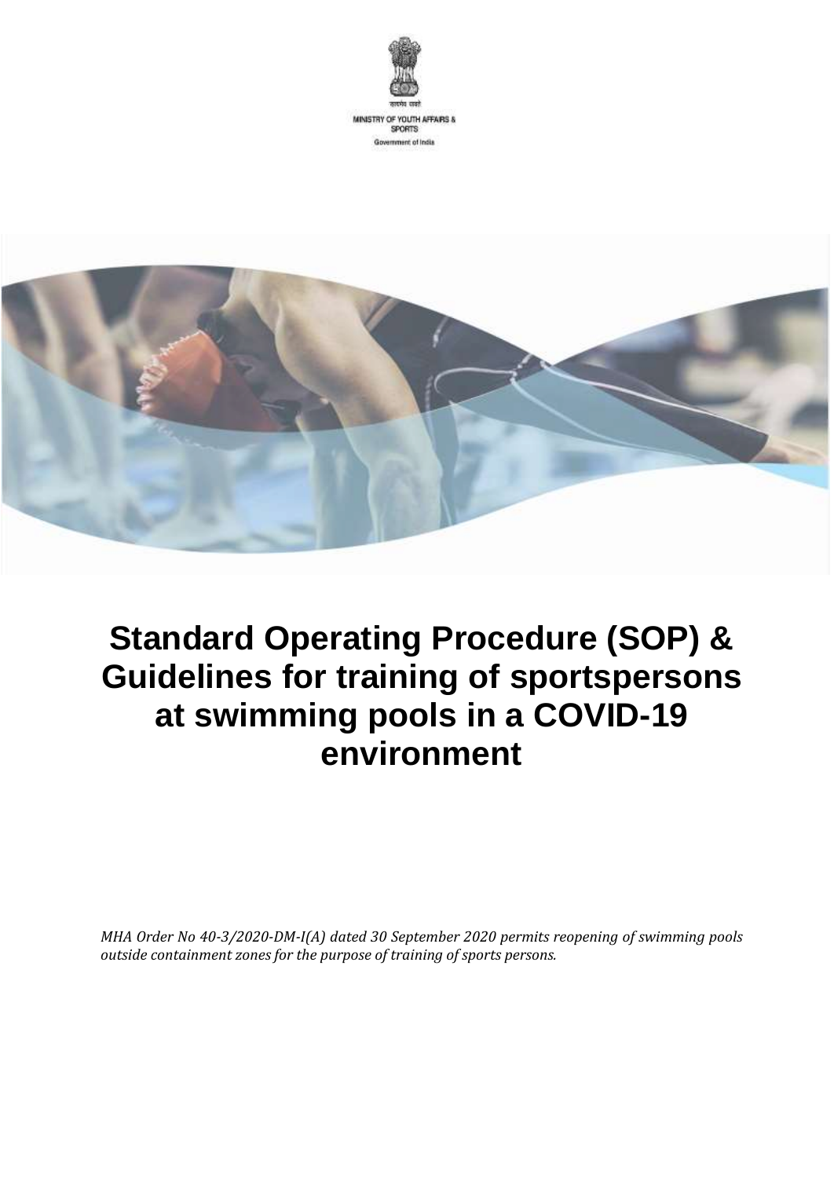सत्यमेव जयते

MINISTRY OF YOUTH AFFAIRS & SPORTS

Government of India

# Standard Operating Procedure (SOP) & Guidelines for training of sportspersons at swimming pools in a COVID-19 environment

*MHA Order No 40-3/2020-DM-I(A) dated 30 September 2020 permits reopening of swimming pools outside containment zones for the purpose of training of sports persons.*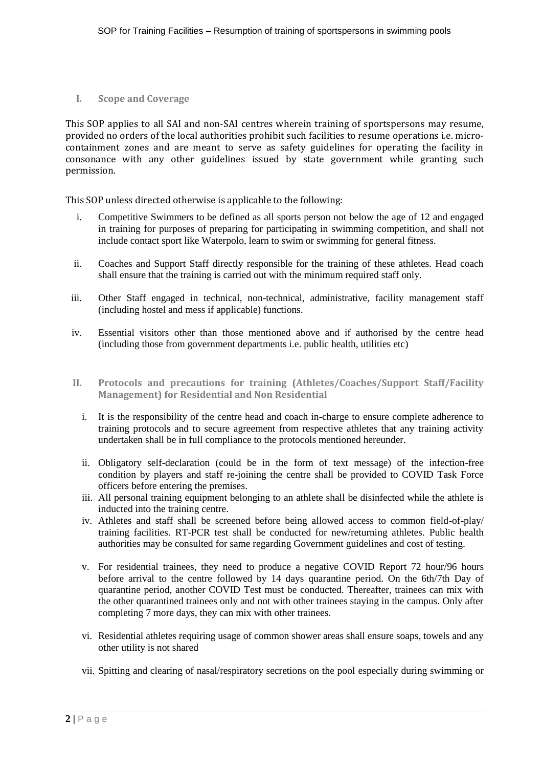## I. Scope and Coverage

This SOP applies to all SAI and non-SAI centres wherein training of sportspersons may resume, provided no orders of the local authorities prohibit such facilities to resume operations i.e. micro-containment zones and are meant to serve as safety guidelines for operating the facility in consonance with any other guidelines issued by state government while granting such permission.

This SOP unless directed otherwise is applicable to the following:

i. Competitive Swimmers to be defined as all sports person not below the age of 12 and engaged in training for purposes of preparing for participating in swimming competition, and shall not include contact sport like Waterpolo, learn to swim or swimming for general fitness.

ii. Coaches and Support Staff directly responsible for the training of these athletes. Head coach shall ensure that the training is carried out with the minimum required staff only.

iii. Other Staff engaged in technical, non-technical, administrative, facility management staff (including hostel and mess if applicable) functions.

iv. Essential visitors other than those mentioned above and if authorised by the centre head (including those from government departments i.e. public health, utilities etc)

## II. Protocols and precautions for training (Athletes/Coaches/Support Staff/Facility Management) for Residential and Non Residential

i. It is the responsibility of the centre head and coach in-charge to ensure complete adherence to training protocols and to secure agreement from respective athletes that any training activity undertaken shall be in full compliance to the protocols mentioned hereunder.

ii. Obligatory self-declaration (could be in the form of text message) of the infection-free condition by players and staff re-joining the centre shall be provided to COVID Task Force officers before entering the premises.

iii. All personal training equipment belonging to an athlete shall be disinfected while the athlete is inducted into the training centre.

iv. Athletes and staff shall be screened before being allowed access to common field-of-play/ training facilities. RT-PCR test shall be conducted for new/returning athletes. Public health authorities may be consulted for same regarding Government guidelines and cost of testing.

v. For residential trainees, they need to produce a negative COVID Report 72 hour/96 hours before arrival to the centre followed by 14 days quarantine period. On the 6th/7th Day of quarantine period, another COVID Test must be conducted. Thereafter, trainees can mix with the other quarantined trainees only and not with other trainees staying in the campus. Only after completing 7 more days, they can mix with other trainees.

vi. Residential athletes requiring usage of common shower areas shall ensure soaps, towels and any other utility is not shared

vii. Spitting and clearing of nasal/respiratory secretions on the pool especially during swimming or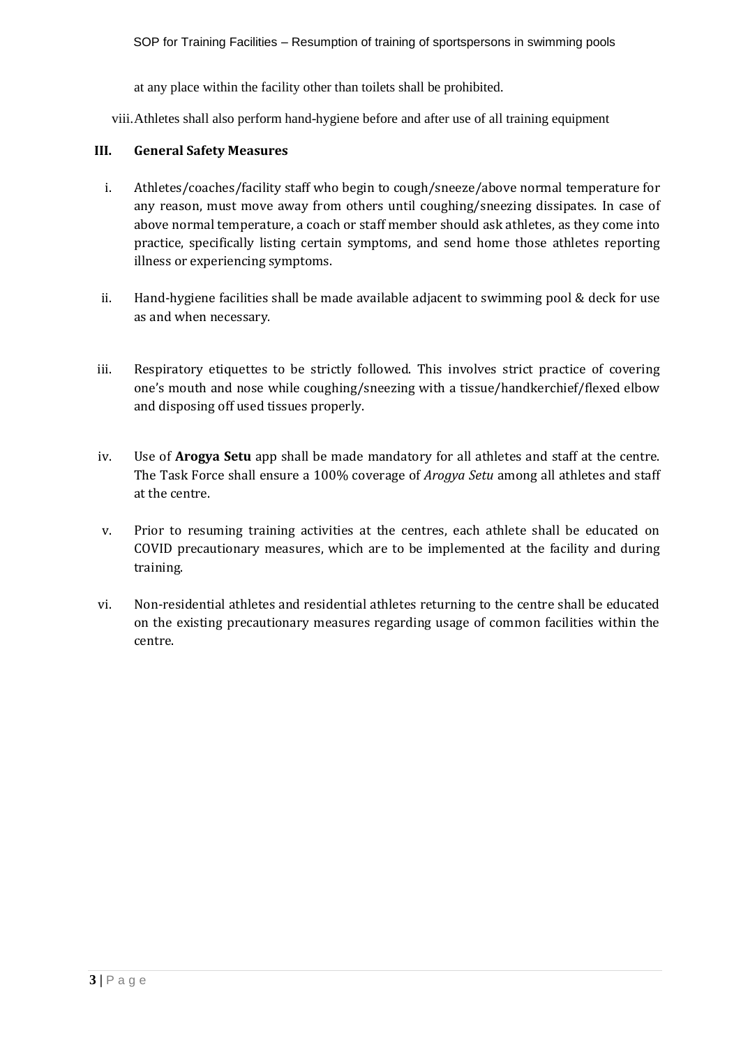at any place within the facility other than toilets shall be prohibited.

viii. Athletes shall also perform hand-hygiene before and after use of all training equipment

## III. General Safety Measures

i. Athletes/coaches/facility staff who begin to cough/sneeze/above normal temperature for any reason, must move away from others until coughing/sneezing dissipates. In case of above normal temperature, a coach or staff member should ask athletes, as they come into practice, specifically listing certain symptoms, and send home those athletes reporting illness or experiencing symptoms.

ii. Hand-hygiene facilities shall be made available adjacent to swimming pool & deck for use as and when necessary.

iii. Respiratory etiquettes to be strictly followed. This involves strict practice of covering one's mouth and nose while coughing/sneezing with a tissue/handkerchief/flexed elbow and disposing off used tissues properly.

iv. Use of **Arogya Setu** app shall be made mandatory for all athletes and staff at the centre. The Task Force shall ensure a 100% coverage of *Arogya Setu* among all athletes and staff at the centre.

v. Prior to resuming training activities at the centres, each athlete shall be educated on COVID precautionary measures, which are to be implemented at the facility and during training.

vi. Non-residential athletes and residential athletes returning to the centre shall be educated on the existing precautionary measures regarding usage of common facilities within the centre.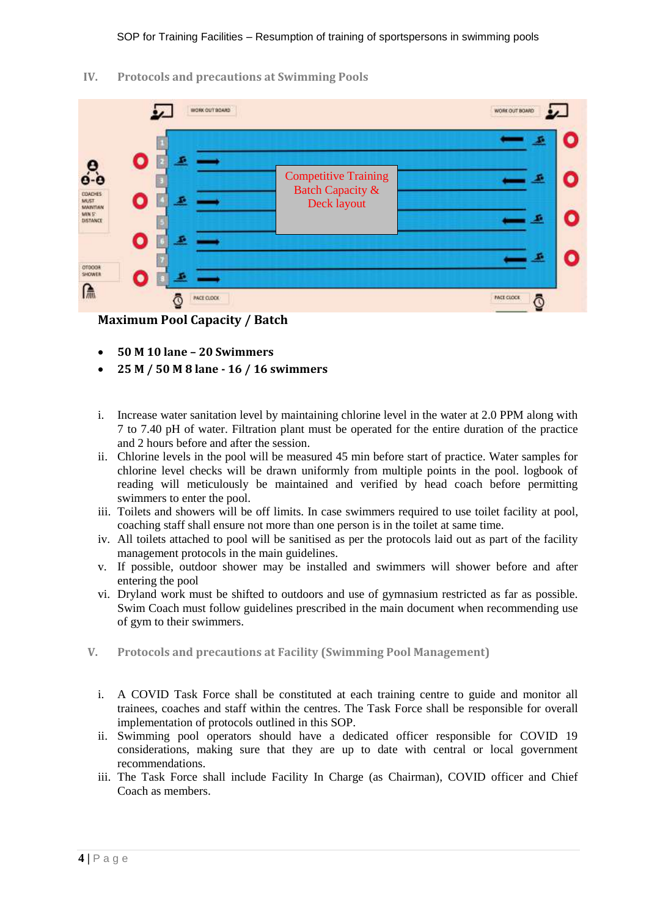## IV. Protocols and precautions at Swimming Pools

Competitive Training Batch Capacity & Deck layout

**Maximum Pool Capacity / Batch**

- **50 M 10 lane – 20 Swimmers**
- **25 M / 50 M 8 lane - 16 / 16 swimmers**

i. Increase water sanitation level by maintaining chlorine level in the water at 2.0 PPM along with 7 to 7.40 pH of water. Filtration plant must be operated for the entire duration of the practice and 2 hours before and after the session.

ii. Chlorine levels in the pool will be measured 45 min before start of practice. Water samples for chlorine level checks will be drawn uniformly from multiple points in the pool. logbook of reading will meticulously be maintained and verified by head coach before permitting swimmers to enter the pool.

iii. Toilets and showers will be off limits. In case swimmers required to use toilet facility at pool, coaching staff shall ensure not more than one person is in the toilet at same time.

iv. All toilets attached to pool will be sanitised as per the protocols laid out as part of the facility management protocols in the main guidelines.

v. If possible, outdoor shower may be installed and swimmers will shower before and after entering the pool

vi. Dryland work must be shifted to outdoors and use of gymnasium restricted as far as possible. Swim Coach must follow guidelines prescribed in the main document when recommending use of gym to their swimmers.

## V. Protocols and precautions at Facility (Swimming Pool Management)

i. A COVID Task Force shall be constituted at each training centre to guide and monitor all trainees, coaches and staff within the centres. The Task Force shall be responsible for overall implementation of protocols outlined in this SOP.

ii. Swimming pool operators should have a dedicated officer responsible for COVID 19 considerations, making sure that they are up to date with central or local government recommendations.

iii. The Task Force shall include Facility In Charge (as Chairman), COVID officer and Chief Coach as members.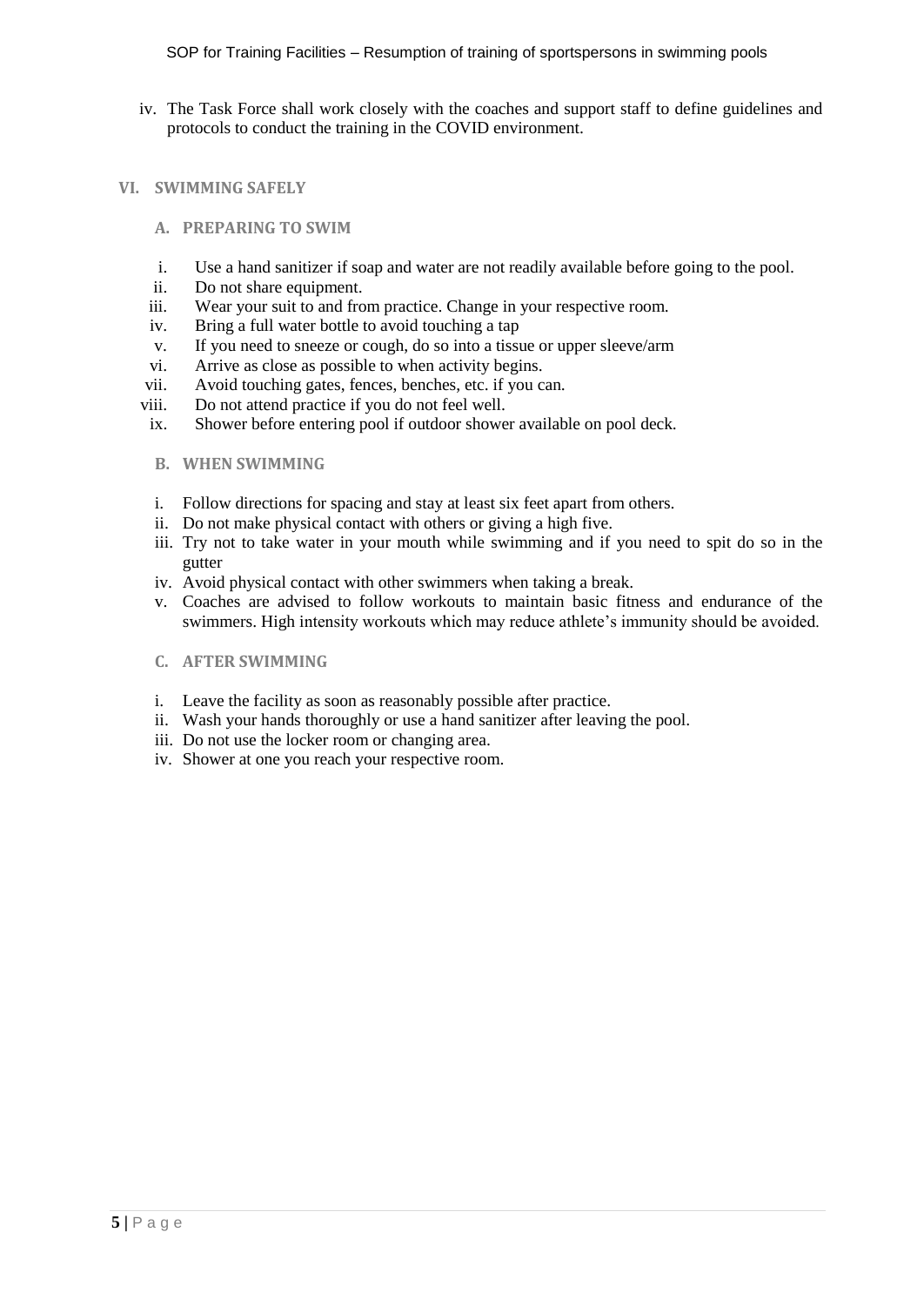iv. The Task Force shall work closely with the coaches and support staff to define guidelines and protocols to conduct the training in the COVID environment.

## VI. SWIMMING SAFELY

### A. PREPARING TO SWIM

i. Use a hand sanitizer if soap and water are not readily available before going to the pool.
ii. Do not share equipment.
iii. Wear your suit to and from practice. Change in your respective room.
iv. Bring a full water bottle to avoid touching a tap
v. If you need to sneeze or cough, do so into a tissue or upper sleeve/arm
vi. Arrive as close as possible to when activity begins.
vii. Avoid touching gates, fences, benches, etc. if you can.
viii. Do not attend practice if you do not feel well.
ix. Shower before entering pool if outdoor shower available on pool deck.

### B. WHEN SWIMMING

i. Follow directions for spacing and stay at least six feet apart from others.
ii. Do not make physical contact with others or giving a high five.
iii. Try not to take water in your mouth while swimming and if you need to spit do so in the gutter
iv. Avoid physical contact with other swimmers when taking a break.
v. Coaches are advised to follow workouts to maintain basic fitness and endurance of the swimmers. High intensity workouts which may reduce athlete's immunity should be avoided.

### C. AFTER SWIMMING

i. Leave the facility as soon as reasonably possible after practice.
ii. Wash your hands thoroughly or use a hand sanitizer after leaving the pool.
iii. Do not use the locker room or changing area.
iv. Shower at one you reach your respective room.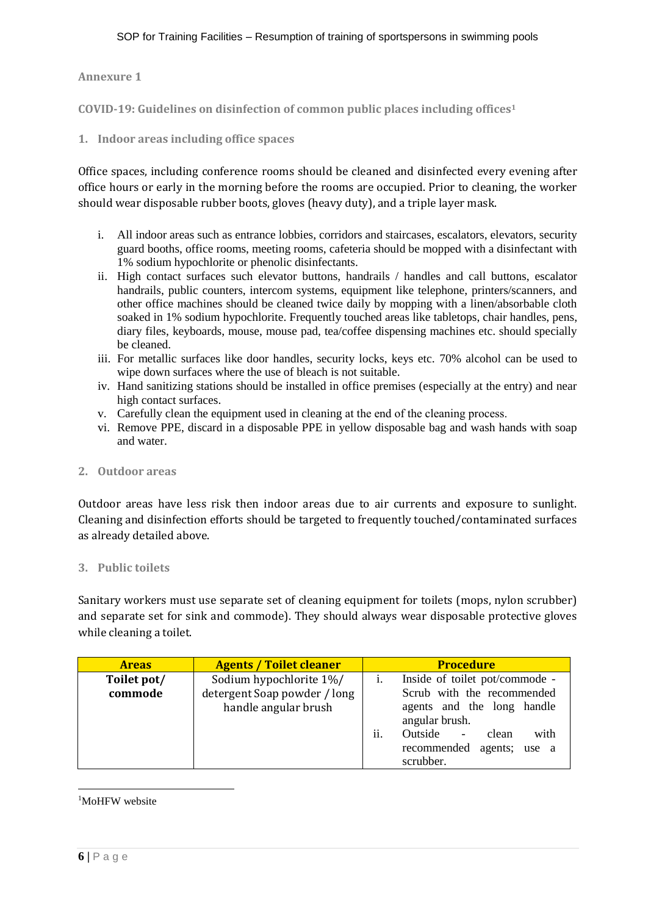## Annexure 1

### COVID-19: Guidelines on disinfection of common public places including offices[1]

#### 1. Indoor areas including office spaces

Office spaces, including conference rooms should be cleaned and disinfected every evening after office hours or early in the morning before the rooms are occupied. Prior to cleaning, the worker should wear disposable rubber boots, gloves (heavy duty), and a triple layer mask.

i. All indoor areas such as entrance lobbies, corridors and staircases, escalators, elevators, security guard booths, office rooms, meeting rooms, cafeteria should be mopped with a disinfectant with 1% sodium hypochlorite or phenolic disinfectants.
ii. High contact surfaces such elevator buttons, handrails / handles and call buttons, escalator handrails, public counters, intercom systems, equipment like telephone, printers/scanners, and other office machines should be cleaned twice daily by mopping with a linen/absorbable cloth soaked in 1% sodium hypochlorite. Frequently touched areas like tabletops, chair handles, pens, diary files, keyboards, mouse, mouse pad, tea/coffee dispensing machines etc. should specially be cleaned.
iii. For metallic surfaces like door handles, security locks, keys etc. 70% alcohol can be used to wipe down surfaces where the use of bleach is not suitable.
iv. Hand sanitizing stations should be installed in office premises (especially at the entry) and near high contact surfaces.
v. Carefully clean the equipment used in cleaning at the end of the cleaning process.
vi. Remove PPE, discard in a disposable PPE in yellow disposable bag and wash hands with soap and water.

#### 2. Outdoor areas

Outdoor areas have less risk then indoor areas due to air currents and exposure to sunlight. Cleaning and disinfection efforts should be targeted to frequently touched/contaminated surfaces as already detailed above.

#### 3. Public toilets

Sanitary workers must use separate set of cleaning equipment for toilets (mops, nylon scrubber) and separate set for sink and commode). They should always wear disposable protective gloves while cleaning a toilet.

| Areas | Agents / Toilet cleaner | Procedure |
|---|---|---|
| **Toilet pot/ commode** | Sodium hypochlorite 1%/ detergent Soap powder / long handle angular brush | i. Inside of toilet pot/commode - Scrub with the recommended agents and the long handle angular brush.<br>ii. Outside - clean with recommended agents; use a scrubber. |

[1] MoHFW website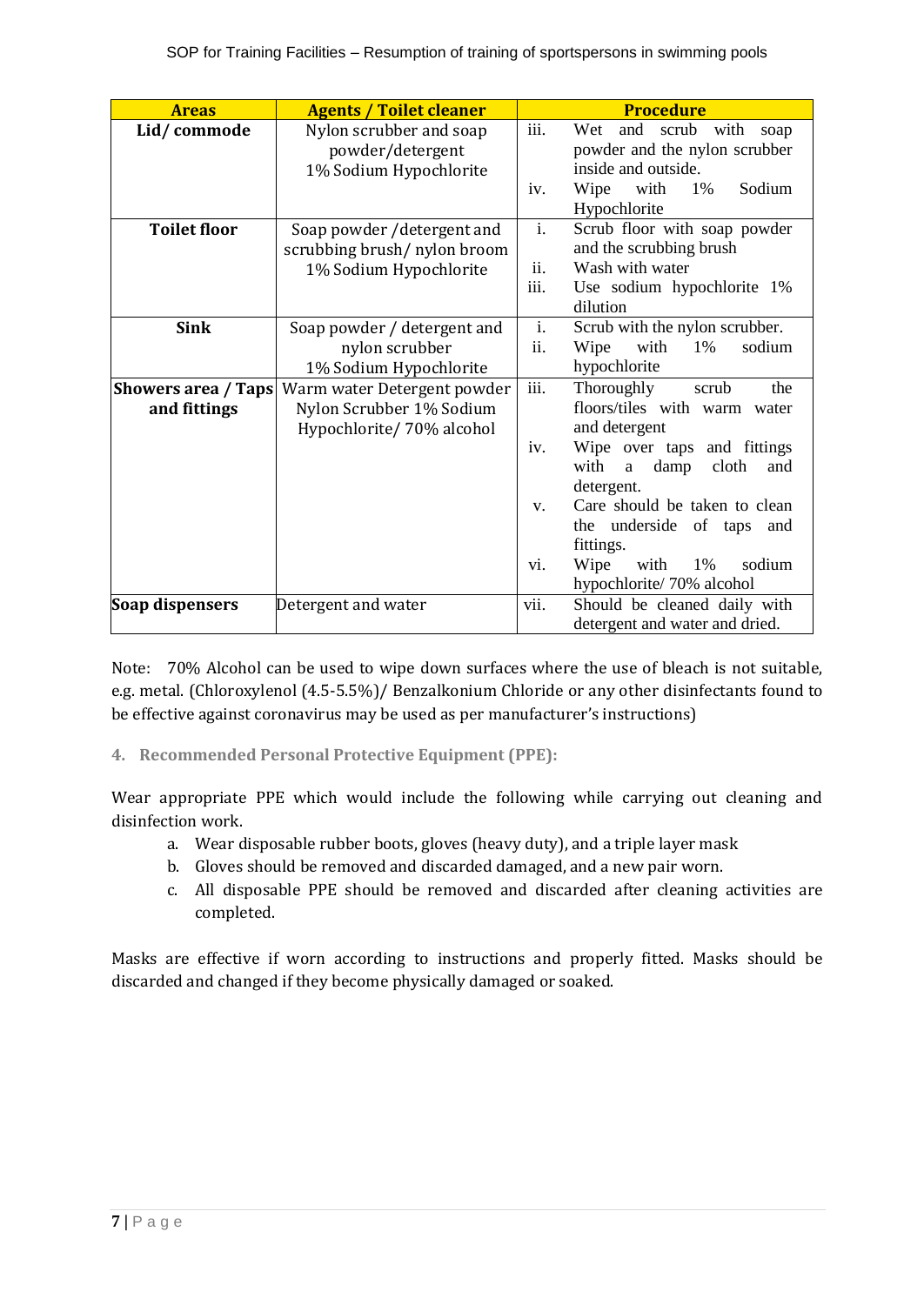| Areas | Agents / Toilet cleaner | Procedure |
|---|---|---|
| **Lid/ commode** | Nylon scrubber and soap powder/detergent<br>1% Sodium Hypochlorite | iii. Wet and scrub with soap powder and the nylon scrubber inside and outside.<br>iv. Wipe with 1% Sodium Hypochlorite |
| **Toilet floor** | Soap powder /detergent and scrubbing brush/ nylon broom<br>1% Sodium Hypochlorite | i. Scrub floor with soap powder and the scrubbing brush<br>ii. Wash with water<br>iii. Use sodium hypochlorite 1% dilution |
| **Sink** | Soap powder / detergent and nylon scrubber<br>1% Sodium Hypochlorite | i. Scrub with the nylon scrubber.<br>ii. Wipe with 1% sodium hypochlorite |
| **Showers area / Taps and fittings** | Warm water Detergent powder Nylon Scrubber 1% Sodium Hypochlorite/ 70% alcohol | iii. Thoroughly scrub the floors/tiles with warm water and detergent<br>iv. Wipe over taps and fittings with a damp cloth and detergent.<br>v. Care should be taken to clean the underside of taps and fittings.<br>vi. Wipe with 1% sodium hypochlorite/ 70% alcohol |
| **Soap dispensers** | Detergent and water | vii. Should be cleaned daily with detergent and water and dried. |

Note: 70% Alcohol can be used to wipe down surfaces where the use of bleach is not suitable, e.g. metal. (Chloroxylenol (4.5-5.5%)/ Benzalkonium Chloride or any other disinfectants found to be effective against coronavirus may be used as per manufacturer's instructions)

### 4. Recommended Personal Protective Equipment (PPE):

Wear appropriate PPE which would include the following while carrying out cleaning and disinfection work.

a. Wear disposable rubber boots, gloves (heavy duty), and a triple layer mask
b. Gloves should be removed and discarded damaged, and a new pair worn.
c. All disposable PPE should be removed and discarded after cleaning activities are completed.

Masks are effective if worn according to instructions and properly fitted. Masks should be discarded and changed if they become physically damaged or soaked.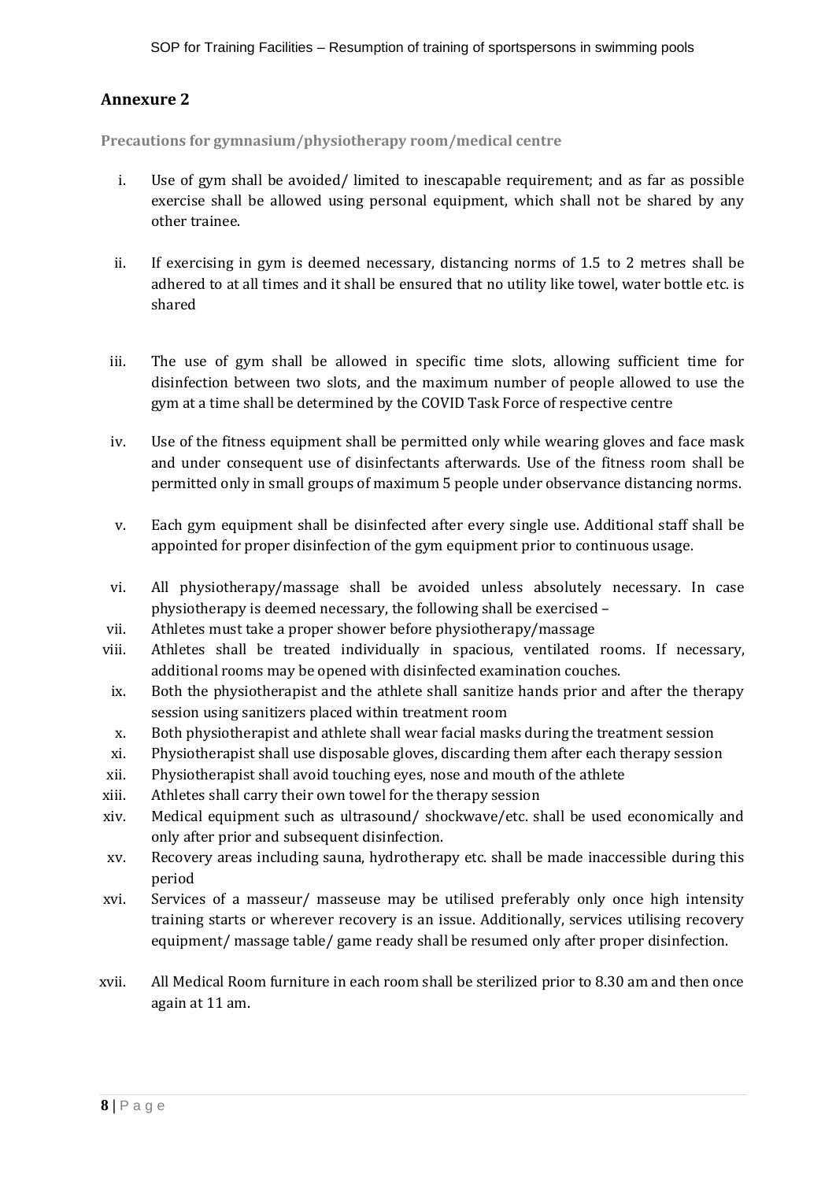## Annexure 2

**Precautions for gymnasium/physiotherapy room/medical centre**

i. Use of gym shall be avoided/ limited to inescapable requirement; and as far as possible exercise shall be allowed using personal equipment, which shall not be shared by any other trainee.

ii. If exercising in gym is deemed necessary, distancing norms of 1.5 to 2 metres shall be adhered to at all times and it shall be ensured that no utility like towel, water bottle etc. is shared

iii. The use of gym shall be allowed in specific time slots, allowing sufficient time for disinfection between two slots, and the maximum number of people allowed to use the gym at a time shall be determined by the COVID Task Force of respective centre

iv. Use of the fitness equipment shall be permitted only while wearing gloves and face mask and under consequent use of disinfectants afterwards. Use of the fitness room shall be permitted only in small groups of maximum 5 people under observance distancing norms.

v. Each gym equipment shall be disinfected after every single use. Additional staff shall be appointed for proper disinfection of the gym equipment prior to continuous usage.

vi. All physiotherapy/massage shall be avoided unless absolutely necessary. In case physiotherapy is deemed necessary, the following shall be exercised –

vii. Athletes must take a proper shower before physiotherapy/massage

viii. Athletes shall be treated individually in spacious, ventilated rooms. If necessary, additional rooms may be opened with disinfected examination couches.

ix. Both the physiotherapist and athlete shall sanitize hands prior and after the therapy session using sanitizers placed within treatment room

x. Both physiotherapist and athlete shall wear facial masks during the treatment session

xi. Physiotherapist shall use disposable gloves, discarding them after each therapy session

xii. Physiotherapist shall avoid touching eyes, nose and mouth of the athlete

xiii. Athletes shall carry their own towel for the therapy session

xiv. Medical equipment such as ultrasound/ shockwave/etc. shall be used economically and only after prior and subsequent disinfection.

xv. Recovery areas including sauna, hydrotherapy etc. shall be made inaccessible during this period

xvi. Services of a masseur/ masseuse may be utilised preferably only once high intensity training starts or wherever recovery is an issue. Additionally, services utilising recovery equipment/ massage table/ game ready shall be resumed only after proper disinfection.

xvii. All Medical Room furniture in each room shall be sterilized prior to 8.30 am and then once again at 11 am.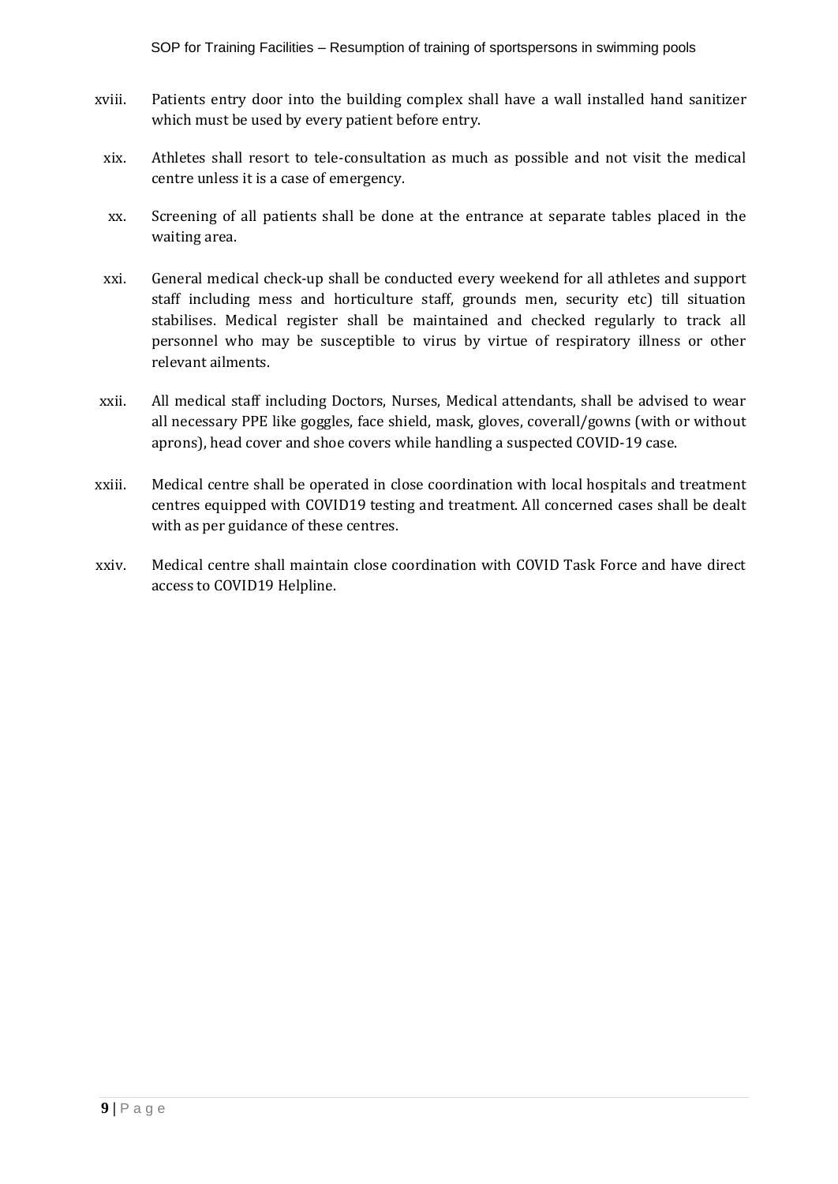xviii. Patients entry door into the building complex shall have a wall installed hand sanitizer which must be used by every patient before entry.

xix. Athletes shall resort to tele-consultation as much as possible and not visit the medical centre unless it is a case of emergency.

xx. Screening of all patients shall be done at the entrance at separate tables placed in the waiting area.

xxi. General medical check-up shall be conducted every weekend for all athletes and support staff including mess and horticulture staff, grounds men, security etc) till situation stabilises. Medical register shall be maintained and checked regularly to track all personnel who may be susceptible to virus by virtue of respiratory illness or other relevant ailments.

xxii. All medical staff including Doctors, Nurses, Medical attendants, shall be advised to wear all necessary PPE like goggles, face shield, mask, gloves, coverall/gowns (with or without aprons), head cover and shoe covers while handling a suspected COVID-19 case.

xxiii. Medical centre shall be operated in close coordination with local hospitals and treatment centres equipped with COVID19 testing and treatment. All concerned cases shall be dealt with as per guidance of these centres.

xxiv. Medical centre shall maintain close coordination with COVID Task Force and have direct access to COVID19 Helpline.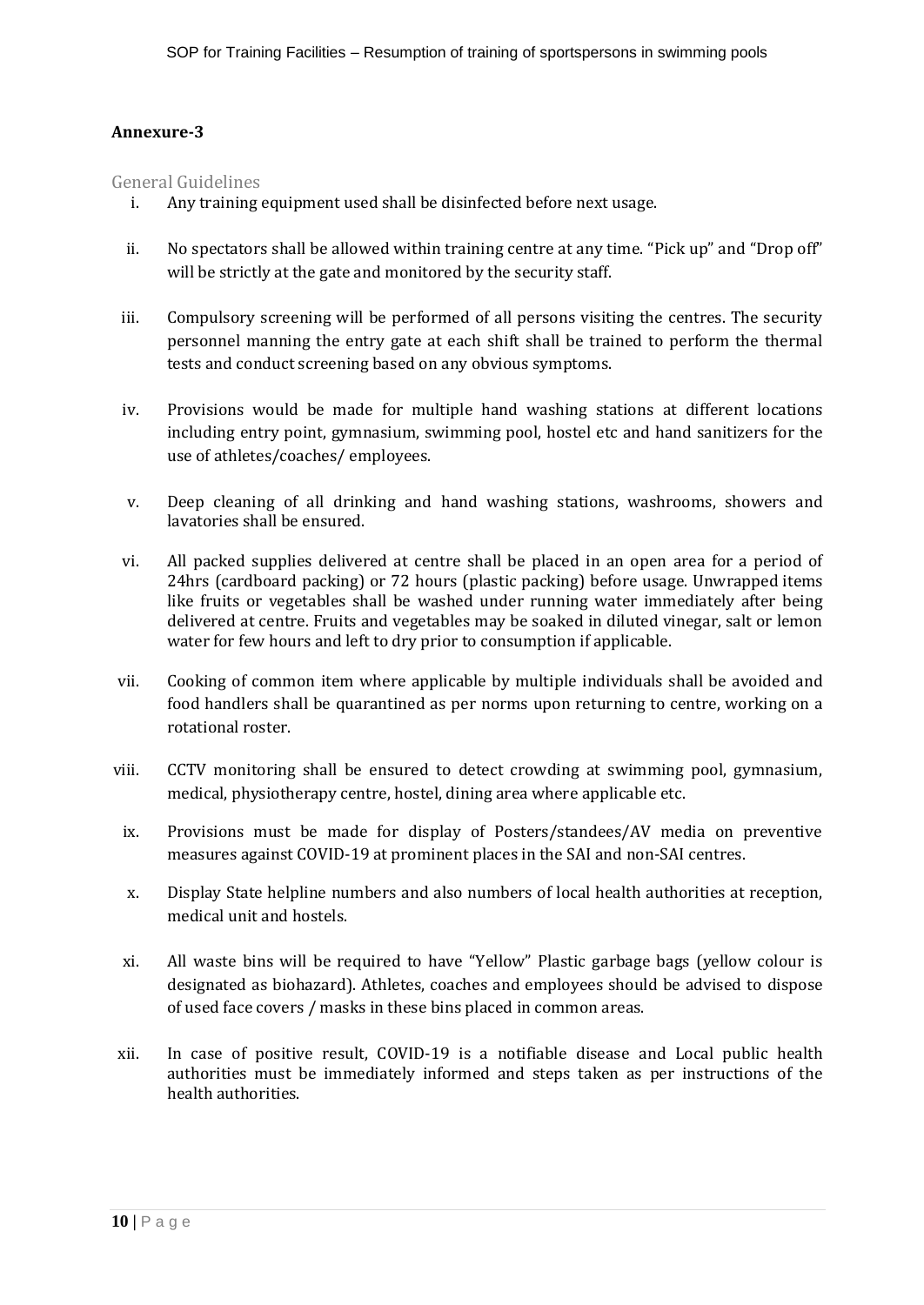**Annexure-3**

## General Guidelines

i. Any training equipment used shall be disinfected before next usage.

ii. No spectators shall be allowed within training centre at any time. "Pick up" and "Drop off" will be strictly at the gate and monitored by the security staff.

iii. Compulsory screening will be performed of all persons visiting the centres. The security personnel manning the entry gate at each shift shall be trained to perform the thermal tests and conduct screening based on any obvious symptoms.

iv. Provisions would be made for multiple hand washing stations at different locations including entry point, gymnasium, swimming pool, hostel etc and hand sanitizers for the use of athletes/coaches/ employees.

v. Deep cleaning of all drinking and hand washing stations, washrooms, showers and lavatories shall be ensured.

vi. All packed supplies delivered at centre shall be placed in an open area for a period of 24hrs (cardboard packing) or 72 hours (plastic packing) before usage. Unwrapped items like fruits or vegetables shall be washed under running water immediately after being delivered at centre. Fruits and vegetables may be soaked in diluted vinegar, salt or lemon water for few hours and left to dry prior to consumption if applicable.

vii. Cooking of common item where applicable by multiple individuals shall be avoided and food handlers shall be quarantined as per norms upon returning to centre, working on a rotational roster.

viii. CCTV monitoring shall be ensured to detect crowding at swimming pool, gymnasium, medical, physiotherapy centre, hostel, dining area where applicable etc.

ix. Provisions must be made for display of Posters/standees/AV media on preventive measures against COVID-19 at prominent places in the SAI and non-SAI centres.

x. Display State helpline numbers and also numbers of local health authorities at reception, medical unit and hostels.

xi. All waste bins will be required to have "Yellow" Plastic garbage bags (yellow colour is designated as biohazard). Athletes, coaches and employees should be advised to dispose of used face covers / masks in these bins placed in common areas.

xii. In case of positive result, COVID-19 is a notifiable disease and Local public health authorities must be immediately informed and steps taken as per instructions of the health authorities.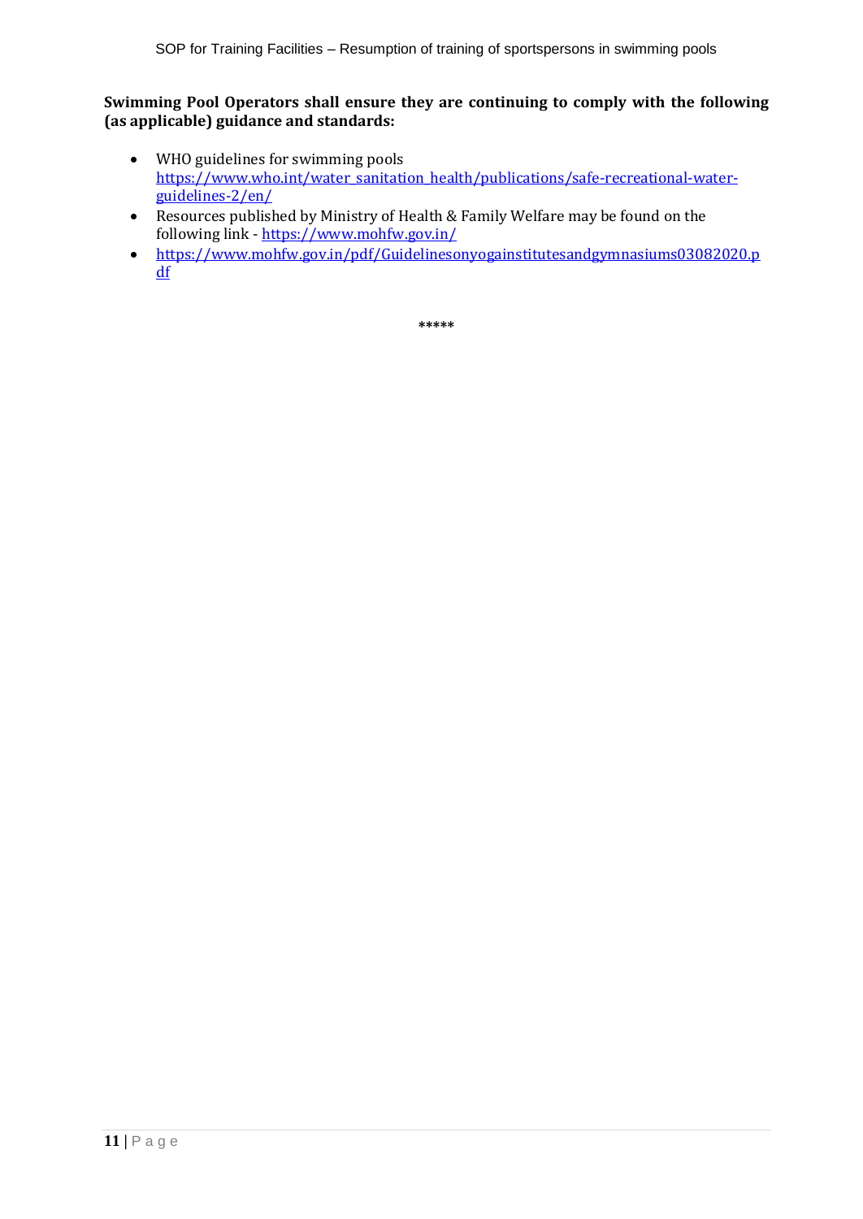**Swimming Pool Operators shall ensure they are continuing to comply with the following (as applicable) guidance and standards:**

- WHO guidelines for swimming pools https://www.who.int/water_sanitation_health/publications/safe-recreational-water-guidelines-2/en/
- Resources published by Ministry of Health & Family Welfare may be found on the following link - https://www.mohfw.gov.in/
- https://www.mohfw.gov.in/pdf/Guidelinesonyogainstitutesandgymnasiums03082020.pdf

*****